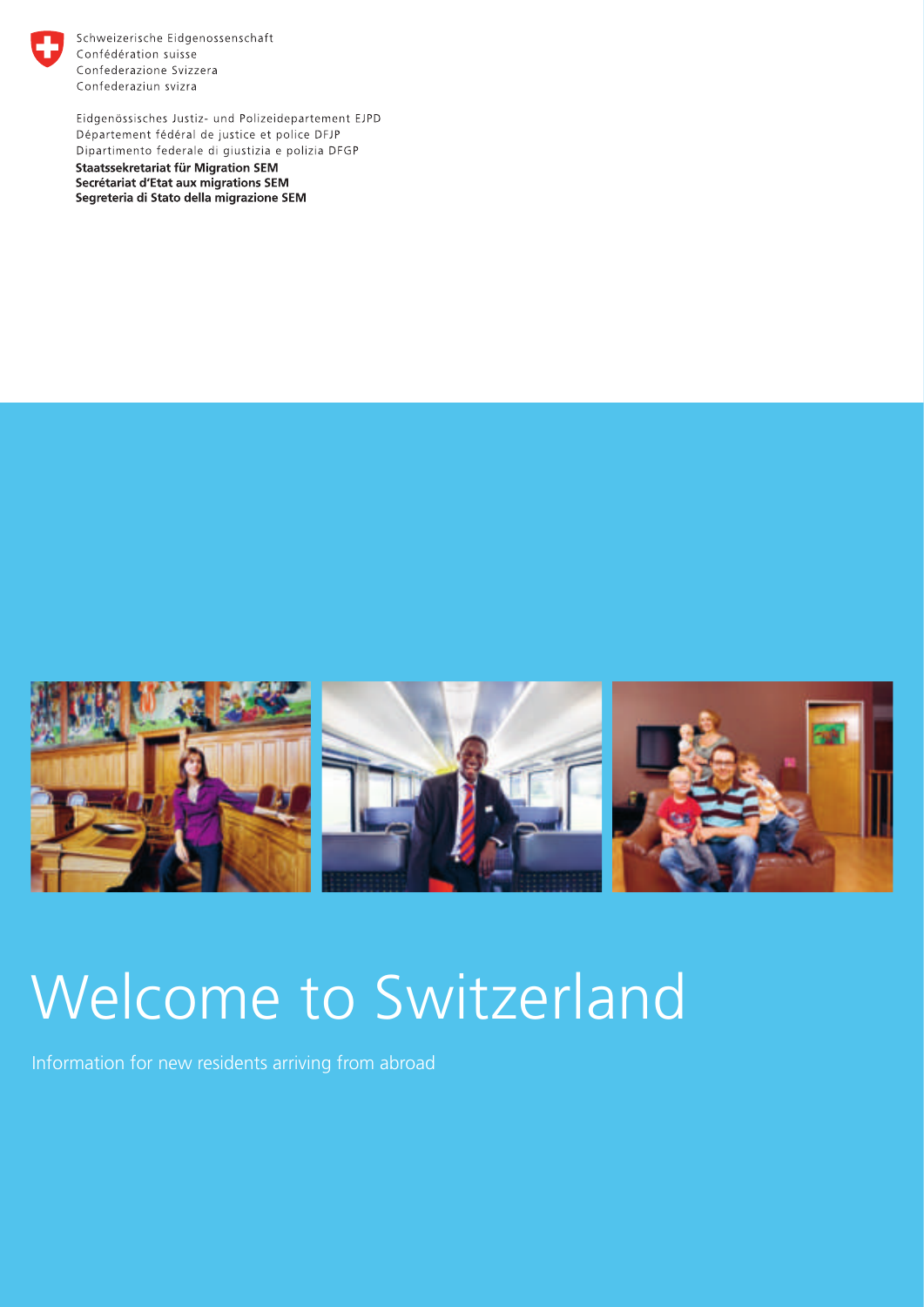Schweizerische Eidgenossenschaft
Confédération suisse
Confederazione Svizzera
Confederaziun svizra

Eidgenössisches Justiz- und Polizeidepartement EJPD
Département fédéral de justice et police DFJP
Dipartimento federale di giustizia e polizia DFGP

**Staatssekretariat für Migration SEM**
**Secrétariat d'Etat aux migrations SEM**
**Segreteria di Stato della migrazione SEM**

# Welcome to Switzerland

Information for new residents arriving from abroad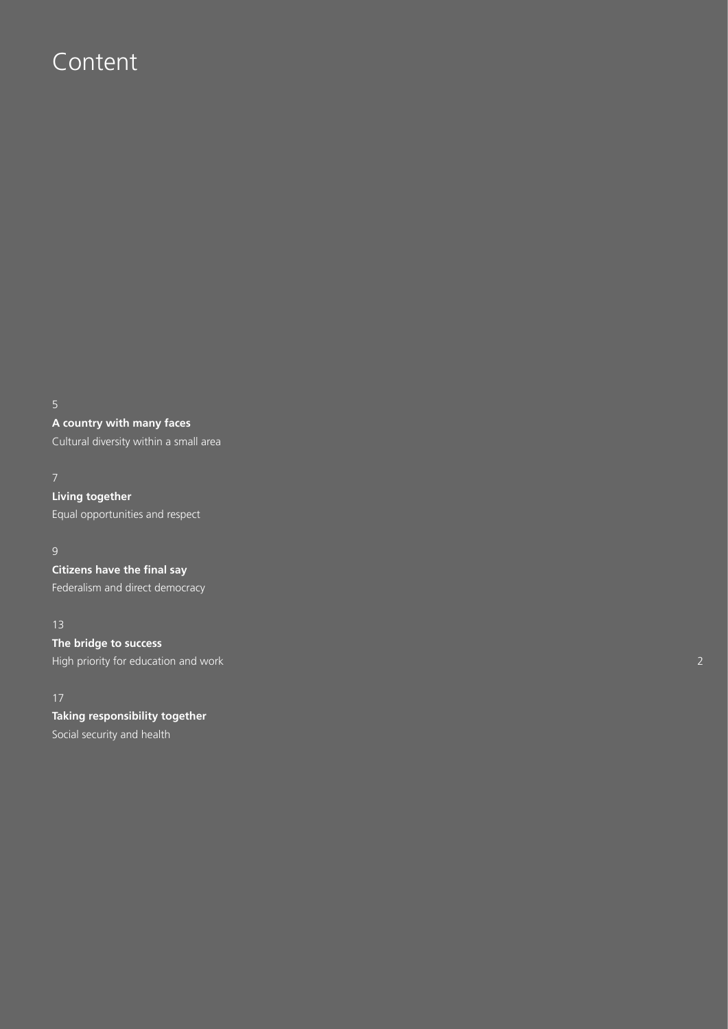# Content

5

**A country with many faces**
Cultural diversity within a small area

7

**Living together**
Equal opportunities and respect

9

**Citizens have the final say**
Federalism and direct democracy

13

**The bridge to success**
High priority for education and work

17

**Taking responsibility together**
Social security and health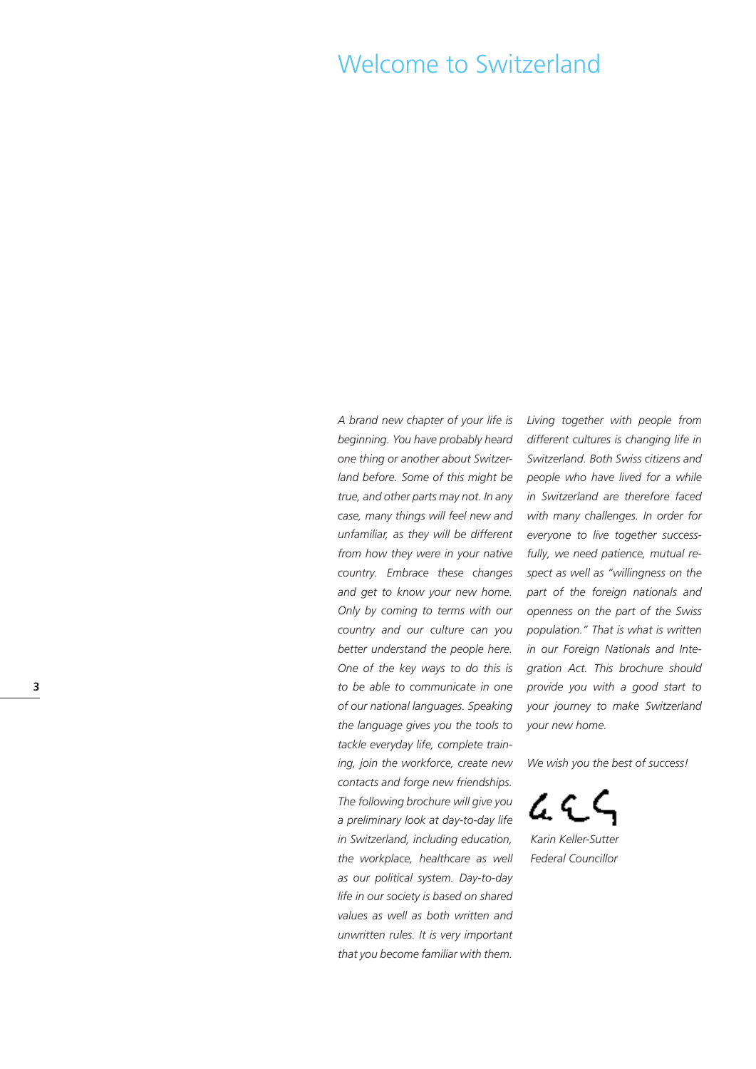# Welcome to Switzerland

*A brand new chapter of your life is beginning. You have probably heard one thing or another about Switzerland before. Some of this might be true, and other parts may not. In any case, many things will feel new and unfamiliar, as they will be different from how they were in your native country. Embrace these changes and get to know your new home. Only by coming to terms with our country and our culture can you better understand the people here. One of the key ways to do this is to be able to communicate in one of our national languages. Speaking the language gives you the tools to tackle everyday life, complete training, join the workforce, create new contacts and forge new friendships. The following brochure will give you a preliminary look at day-to-day life in Switzerland, including education, the workplace, healthcare as well as our political system. Day-to-day life in our society is based on shared values as well as both written and unwritten rules. It is very important that you become familiar with them.*

*Living together with people from different cultures is changing life in Switzerland. Both Swiss citizens and people who have lived for a while in Switzerland are therefore faced with many challenges. In order for everyone to live together successfully, we need patience, mutual respect as well as "willingness on the part of the foreign nationals and openness on the part of the Swiss population." That is what is written in our Foreign Nationals and Integration Act. This brochure should provide you with a good start to your journey to make Switzerland your new home.*

*We wish you the best of success!*

*Karin Keller-Sutter*
*Federal Councillor*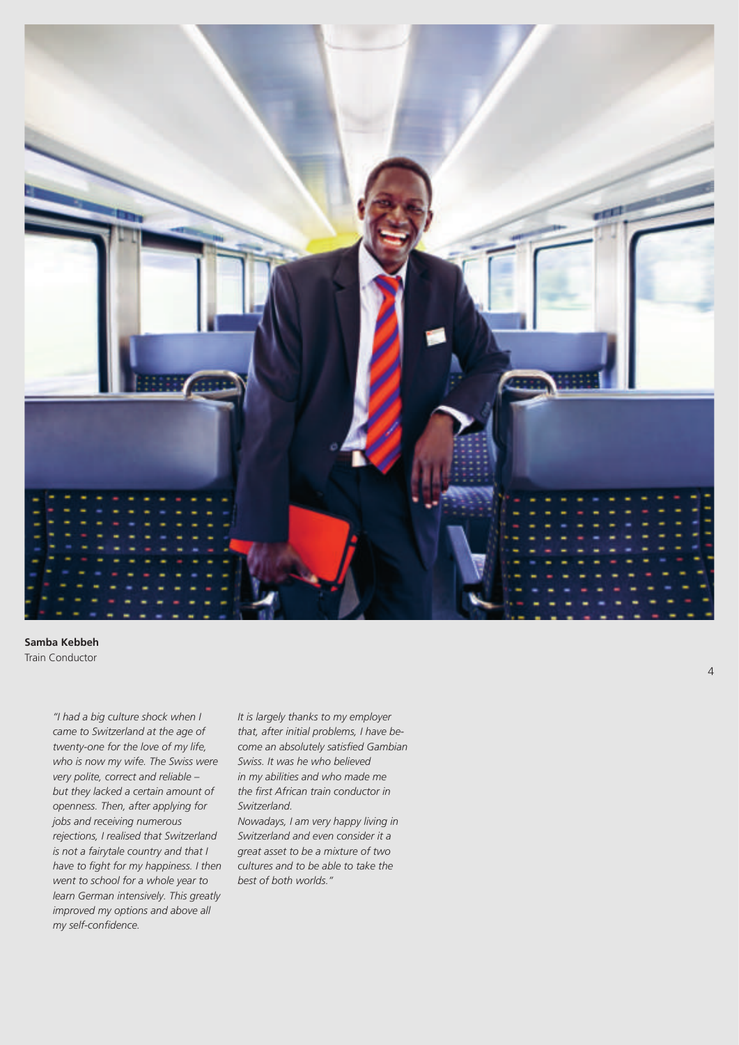**Samba Kebbeh**
Train Conductor

*"I had a big culture shock when I came to Switzerland at the age of twenty-one for the love of my life, who is now my wife. The Swiss were very polite, correct and reliable – but they lacked a certain amount of openness. Then, after applying for jobs and receiving numerous rejections, I realised that Switzerland is not a fairytale country and that I have to fight for my happiness. I then went to school for a whole year to learn German intensively. This greatly improved my options and above all my self-confidence.*

*It is largely thanks to my employer that, after initial problems, I have become an absolutely satisfied Gambian Swiss. It was he who believed in my abilities and who made me the first African train conductor in Switzerland.*

*Nowadays, I am very happy living in Switzerland and even consider it a great asset to be a mixture of two cultures and to be able to take the best of both worlds."*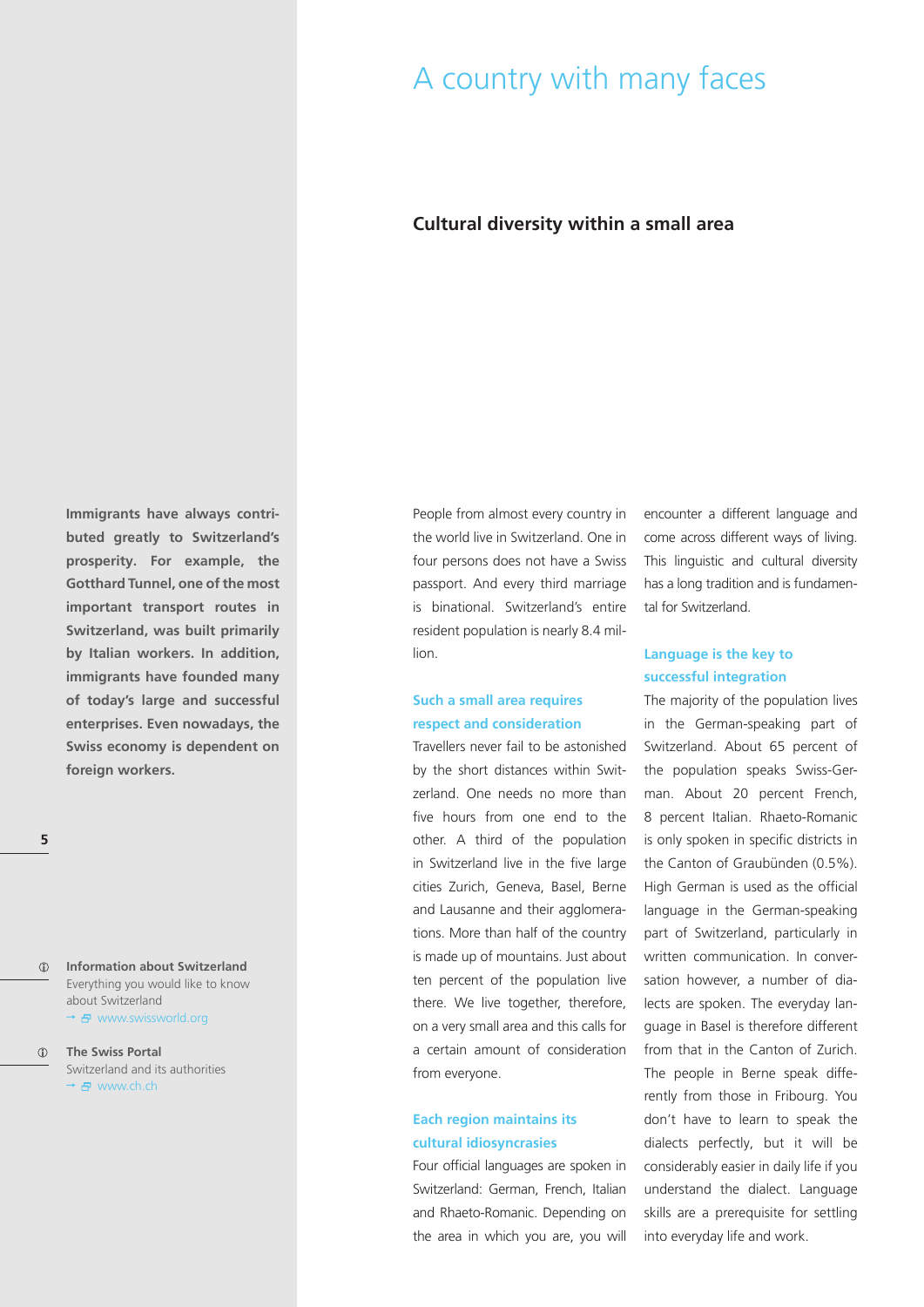# A country with many faces

## Cultural diversity within a small area

**Immigrants have always contributed greatly to Switzerland's prosperity. For example, the Gotthard Tunnel, one of the most important transport routes in Switzerland, was built primarily by Italian workers. In addition, immigrants have founded many of today's large and successful enterprises. Even nowadays, the Swiss economy is dependent on foreign workers.**

People from almost every country in the world live in Switzerland. One in four persons does not have a Swiss passport. And every third marriage is binational. Switzerland's entire resident population is nearly 8.4 million.

### Such a small area requires respect and consideration

Travellers never fail to be astonished by the short distances within Switzerland. One needs no more than five hours from one end to the other. A third of the population in Switzerland live in the five large cities Zurich, Geneva, Basel, Berne and Lausanne and their agglomerations. More than half of the country is made up of mountains. Just about ten percent of the population live there. We live together, therefore, on a very small area and this calls for a certain amount of consideration from everyone.

### Each region maintains its cultural idiosyncrasies

Four official languages are spoken in Switzerland: German, French, Italian and Rhaeto-Romanic. Depending on the area in which you are, you will encounter a different language and come across different ways of living. This linguistic and cultural diversity has a long tradition and is fundamental for Switzerland.

### Language is the key to successful integration

The majority of the population lives in the German-speaking part of Switzerland. About 65 percent of the population speaks Swiss-German. About 20 percent French, 8 percent Italian. Rhaeto-Romanic is only spoken in specific districts in the Canton of Graubünden (0.5%). High German is used as the official language in the German-speaking part of Switzerland, particularly in written communication. In conversation however, a number of dialects are spoken. The everyday language in Basel is therefore different from that in the Canton of Zurich. The people in Berne speak differently from those in Fribourg. You don't have to learn to speak the dialects perfectly, but it will be considerably easier in daily life if you understand the dialect. Language skills are a prerequisite for settling into everyday life and work.

**Information about Switzerland**
Everything you would like to know about Switzerland
→ www.swissworld.org

**The Swiss Portal**
Switzerland and its authorities
→ www.ch.ch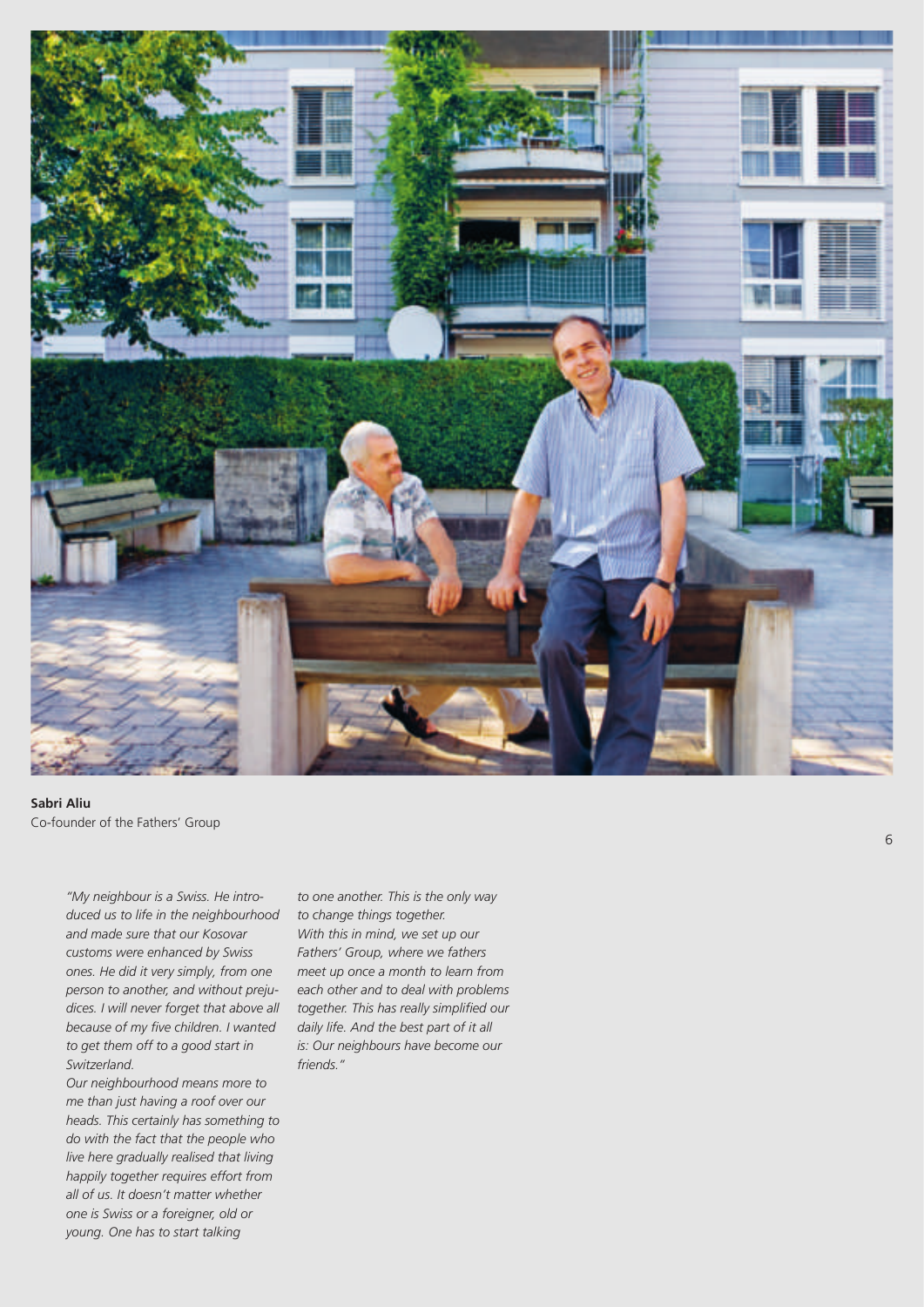**Sabri Aliu**
Co-founder of the Fathers' Group

*"My neighbour is a Swiss. He introduced us to life in the neighbourhood and made sure that our Kosovar customs were enhanced by Swiss ones. He did it very simply, from one person to another, and without prejudices. I will never forget that above all because of my five children. I wanted to get them off to a good start in Switzerland.*

*Our neighbourhood means more to me than just having a roof over our heads. This certainly has something to do with the fact that the people who live here gradually realised that living happily together requires effort from all of us. It doesn't matter whether one is Swiss or a foreigner, old or young. One has to start talking to one another. This is the only way to change things together.*

*With this in mind, we set up our Fathers' Group, where we fathers meet up once a month to learn from each other and to deal with problems together. This has really simplified our daily life. And the best part of it all is: Our neighbours have become our friends."*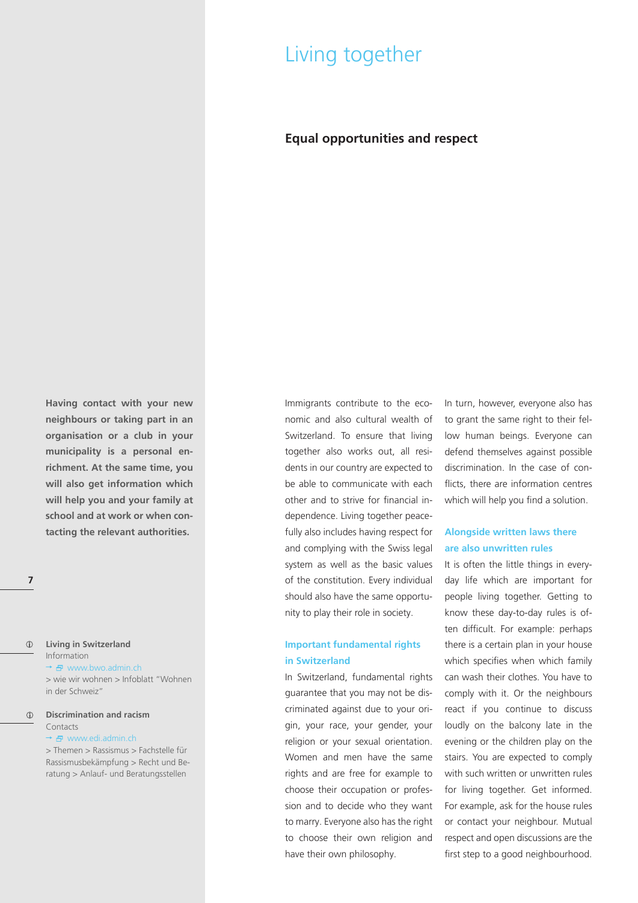# Living together

## Equal opportunities and respect

**Having contact with your new neighbours or taking part in an organisation or a club in your municipality is a personal enrichment. At the same time, you will also get information which will help you and your family at school and at work or when contacting the relevant authorities.**

Immigrants contribute to the economic and also cultural wealth of Switzerland. To ensure that living together also works out, all residents in our country are expected to be able to communicate with each other and to strive for financial independence. Living together peacefully also includes having respect for and complying with the Swiss legal system as well as the basic values of the constitution. Every individual should also have the same opportunity to play their role in society.

### Important fundamental rights in Switzerland

In Switzerland, fundamental rights guarantee that you may not be discriminated against due to your origin, your race, your gender, your religion or your sexual orientation. Women and men have the same rights and are free for example to choose their occupation or profession and to decide who they want to marry. Everyone also has the right to choose their own religion and have their own philosophy.

In turn, however, everyone also has to grant the same right to their fellow human beings. Everyone can defend themselves against possible discrimination. In the case of conflicts, there are information centres which will help you find a solution.

### Alongside written laws there are also unwritten rules

It is often the little things in everyday life which are important for people living together. Getting to know these day-to-day rules is often difficult. For example: perhaps there is a certain plan in your house which specifies when which family can wash their clothes. You have to comply with it. Or the neighbours react if you continue to discuss loudly on the balcony late in the evening or the children play on the stairs. You are expected to comply with such written or unwritten rules for living together. Get informed. For example, ask for the house rules or contact your neighbour. Mutual respect and open discussions are the first step to a good neighbourhood.

**Living in Switzerland**
Information
→ www.bwo.admin.ch
> wie wir wohnen > Infoblatt "Wohnen in der Schweiz"

**Discrimination and racism**
Contacts
→ www.edi.admin.ch
> Themen > Rassismus > Fachstelle für Rassismusbekämpfung > Recht und Beratung > Anlauf- und Beratungsstellen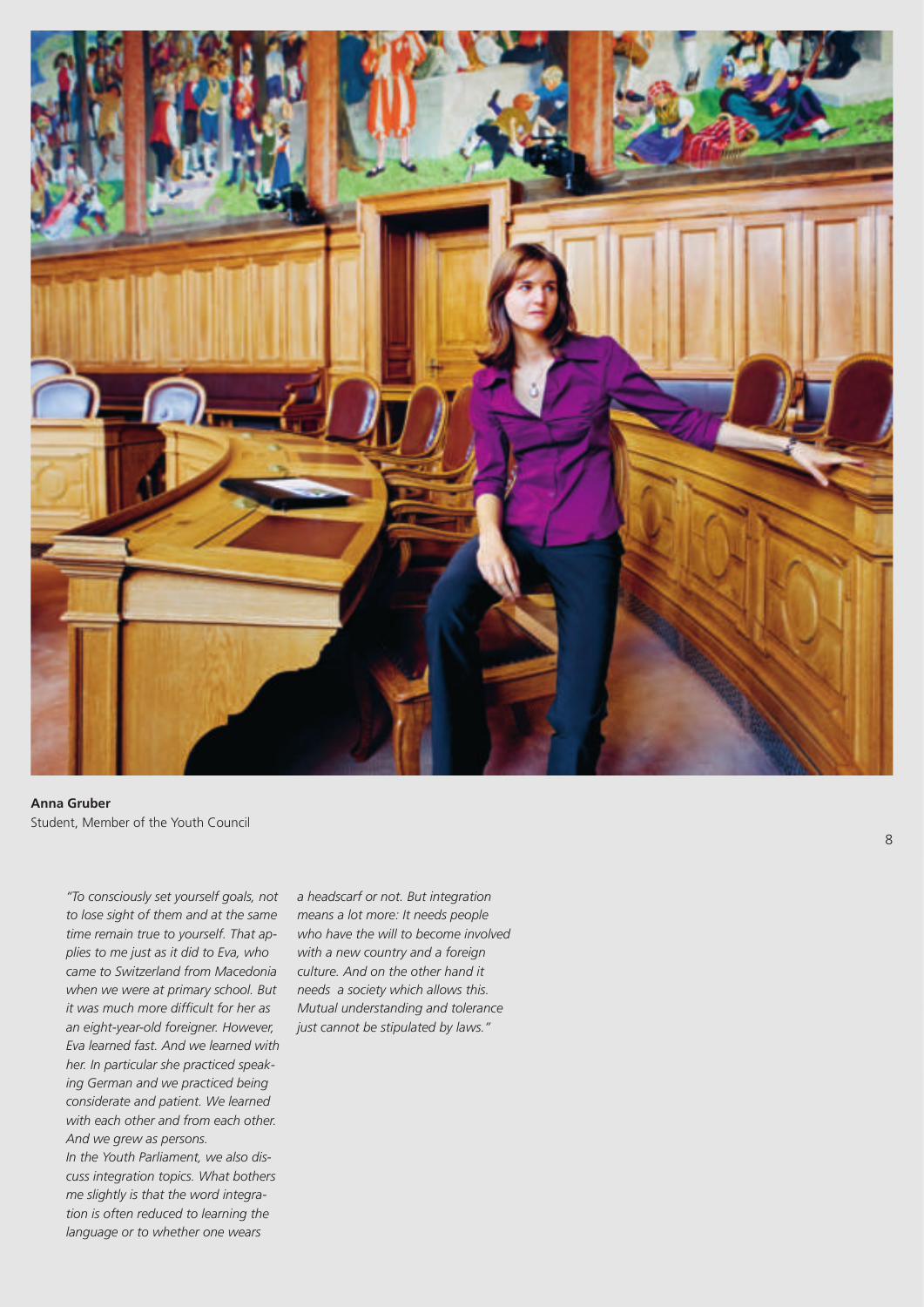**Anna Gruber**
Student, Member of the Youth Council

*"To consciously set yourself goals, not to lose sight of them and at the same time remain true to yourself. That applies to me just as it did to Eva, who came to Switzerland from Macedonia when we were at primary school. But it was much more difficult for her as an eight-year-old foreigner. However, Eva learned fast. And we learned with her. In particular she practiced speaking German and we practiced being considerate and patient. We learned with each other and from each other. And we grew as persons.*
*In the Youth Parliament, we also discuss integration topics. What bothers me slightly is that the word integration is often reduced to learning the language or to whether one wears a headscarf or not. But integration means a lot more: It needs people who have the will to become involved with a new country and a foreign culture. And on the other hand it needs a society which allows this. Mutual understanding and tolerance just cannot be stipulated by laws."*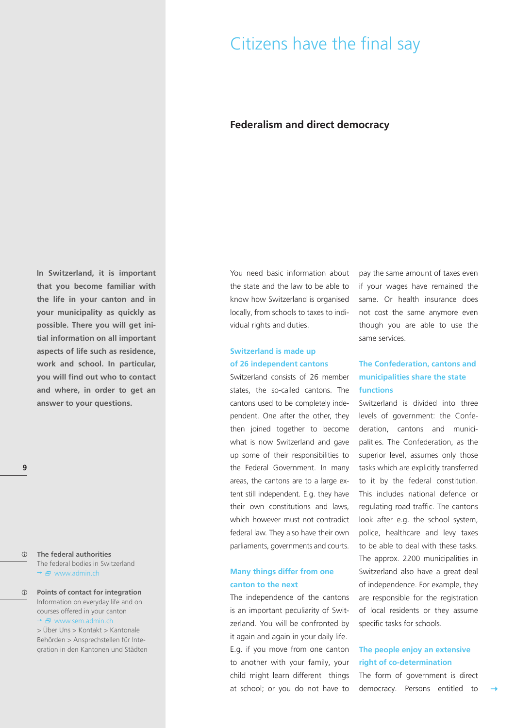# Citizens have the final say

## Federalism and direct democracy

**In Switzerland, it is important that you become familiar with the life in your canton and in your municipality as quickly as possible. There you will get initial information on all important aspects of life such as residence, work and school. In particular, you will find out who to contact and where, in order to get an answer to your questions.**

You need basic information about the state and the law to be able to know how Switzerland is organised locally, from schools to taxes to individual rights and duties.

### Switzerland is made up of 26 independent cantons

Switzerland consists of 26 member states, the so-called cantons. The cantons used to be completely independent. One after the other, they then joined together to become what is now Switzerland and gave up some of their responsibilities to the Federal Government. In many areas, the cantons are to a large extent still independent. E.g. they have their own constitutions and laws, which however must not contradict federal law. They also have their own parliaments, governments and courts.

### Many things differ from one canton to the next

The independence of the cantons is an important peculiarity of Switzerland. You will be confronted by it again and again in your daily life. E.g. if you move from one canton to another with your family, your child might learn different things at school; or you do not have to pay the same amount of taxes even if your wages have remained the same. Or health insurance does not cost the same anymore even though you are able to use the same services.

### The Confederation, cantons and municipalities share the state functions

Switzerland is divided into three levels of government: the Confederation, cantons and municipalities. The Confederation, as the superior level, assumes only those tasks which are explicitly transferred to it by the federal constitution. This includes national defence or regulating road traffic. The cantons look after e.g. the school system, police, healthcare and levy taxes to be able to deal with these tasks. The approx. 2200 municipalities in Switzerland also have a great deal of independence. For example, they are responsible for the registration of local residents or they assume specific tasks for schools.

### The people enjoy an extensive right of co-determination

The form of government is direct democracy. Persons entitled to

**The federal authorities**
The federal bodies in Switzerland
→ www.admin.ch

**Points of contact for integration**
Information on everyday life and on courses offered in your canton
→ www.sem.admin.ch
> Über Uns > Kontakt > Kantonale Behörden > Ansprechstellen für Integration in den Kantonen und Städten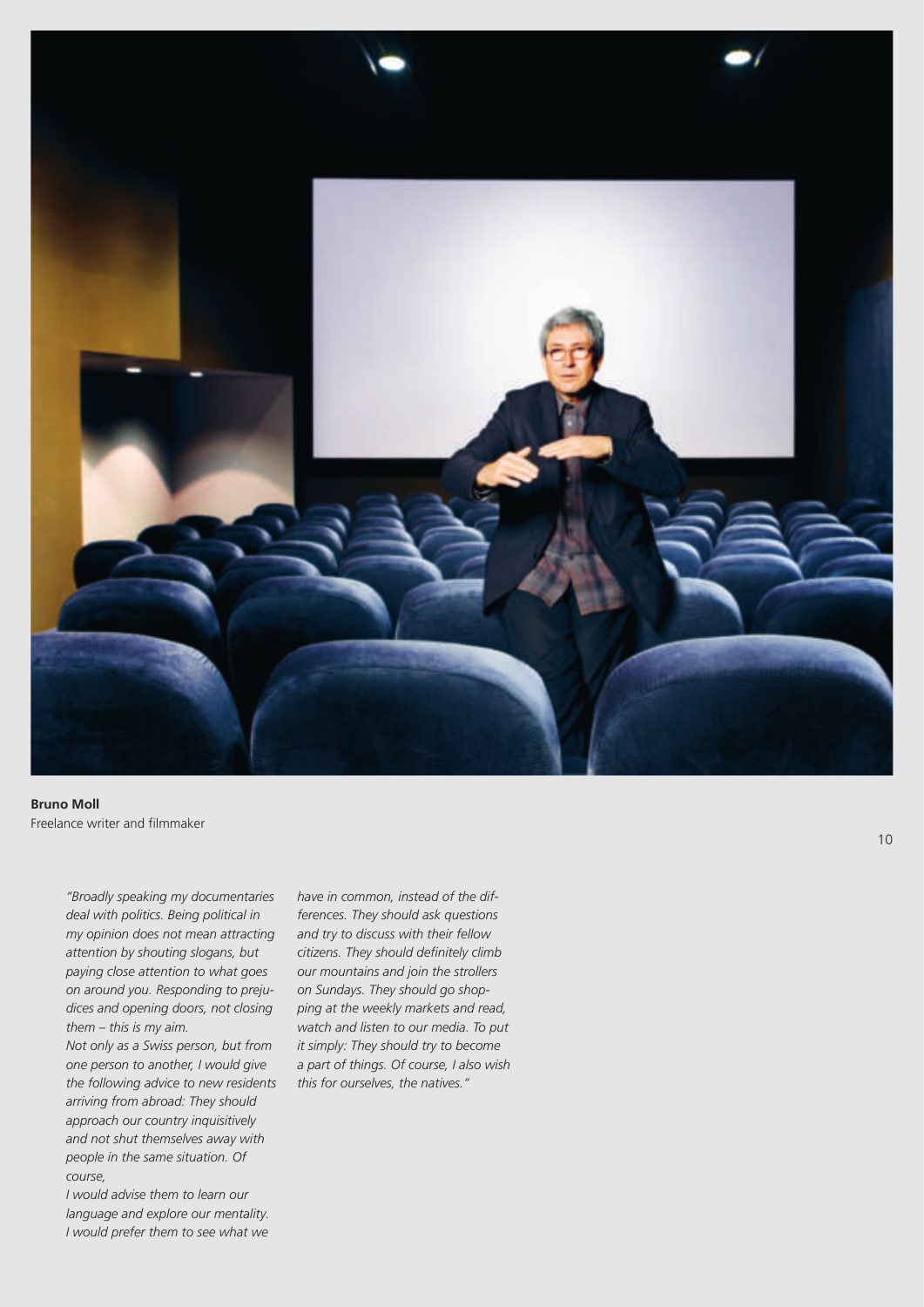**Bruno Moll**
Freelance writer and filmmaker

*"Broadly speaking my documentaries deal with politics. Being political in my opinion does not mean attracting attention by shouting slogans, but paying close attention to what goes on around you. Responding to prejudices and opening doors, not closing them – this is my aim.*
*Not only as a Swiss person, but from one person to another, I would give the following advice to new residents arriving from abroad: They should approach our country inquisitively and not shut themselves away with people in the same situation. Of course,*
*I would advise them to learn our language and explore our mentality. I would prefer them to see what we have in common, instead of the differences. They should ask questions and try to discuss with their fellow citizens. They should definitely climb our mountains and join the strollers on Sundays. They should go shopping at the weekly markets and read, watch and listen to our media. To put it simply: They should try to become a part of things. Of course, I also wish this for ourselves, the natives."*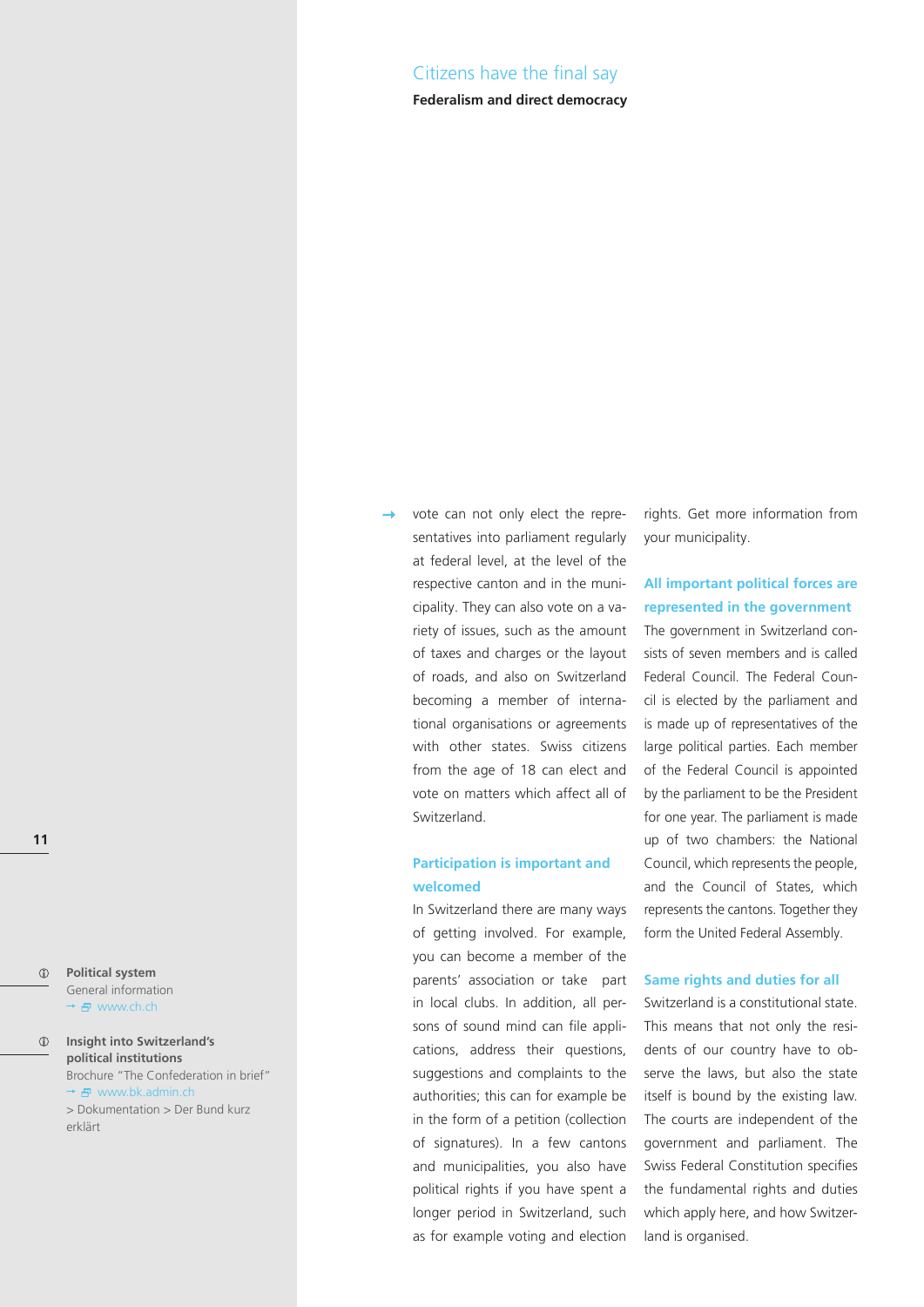## Citizens have the final say

**Federalism and direct democracy**

→ vote can not only elect the representatives into parliament regularly at federal level, at the level of the respective canton and in the municipality. They can also vote on a variety of issues, such as the amount of taxes and charges or the layout of roads, and also on Switzerland becoming a member of international organisations or agreements with other states. Swiss citizens from the age of 18 can elect and vote on matters which affect all of Switzerland.

### Participation is important and welcomed

In Switzerland there are many ways of getting involved. For example, you can become a member of the parents' association or take part in local clubs. In addition, all persons of sound mind can file applications, address their questions, suggestions and complaints to the authorities; this can for example be in the form of a petition (collection of signatures). In a few cantons and municipalities, you also have political rights if you have spent a longer period in Switzerland, such as for example voting and election rights. Get more information from your municipality.

### All important political forces are represented in the government

The government in Switzerland consists of seven members and is called Federal Council. The Federal Council is elected by the parliament and is made up of representatives of the large political parties. Each member of the Federal Council is appointed by the parliament to be the President for one year. The parliament is made up of two chambers: the National Council, which represents the people, and the Council of States, which represents the cantons. Together they form the United Federal Assembly.

### Same rights and duties for all

Switzerland is a constitutional state. This means that not only the residents of our country have to observe the laws, but also the state itself is bound by the existing law. The courts are independent of the government and parliament. The Swiss Federal Constitution specifies the fundamental rights and duties which apply here, and how Switzerland is organised.

---

**Political system**
General information
→ www.ch.ch

**Insight into Switzerland's political institutions**
Brochure "The Confederation in brief"
→ www.bk.admin.ch
> Dokumentation > Der Bund kurz erklärt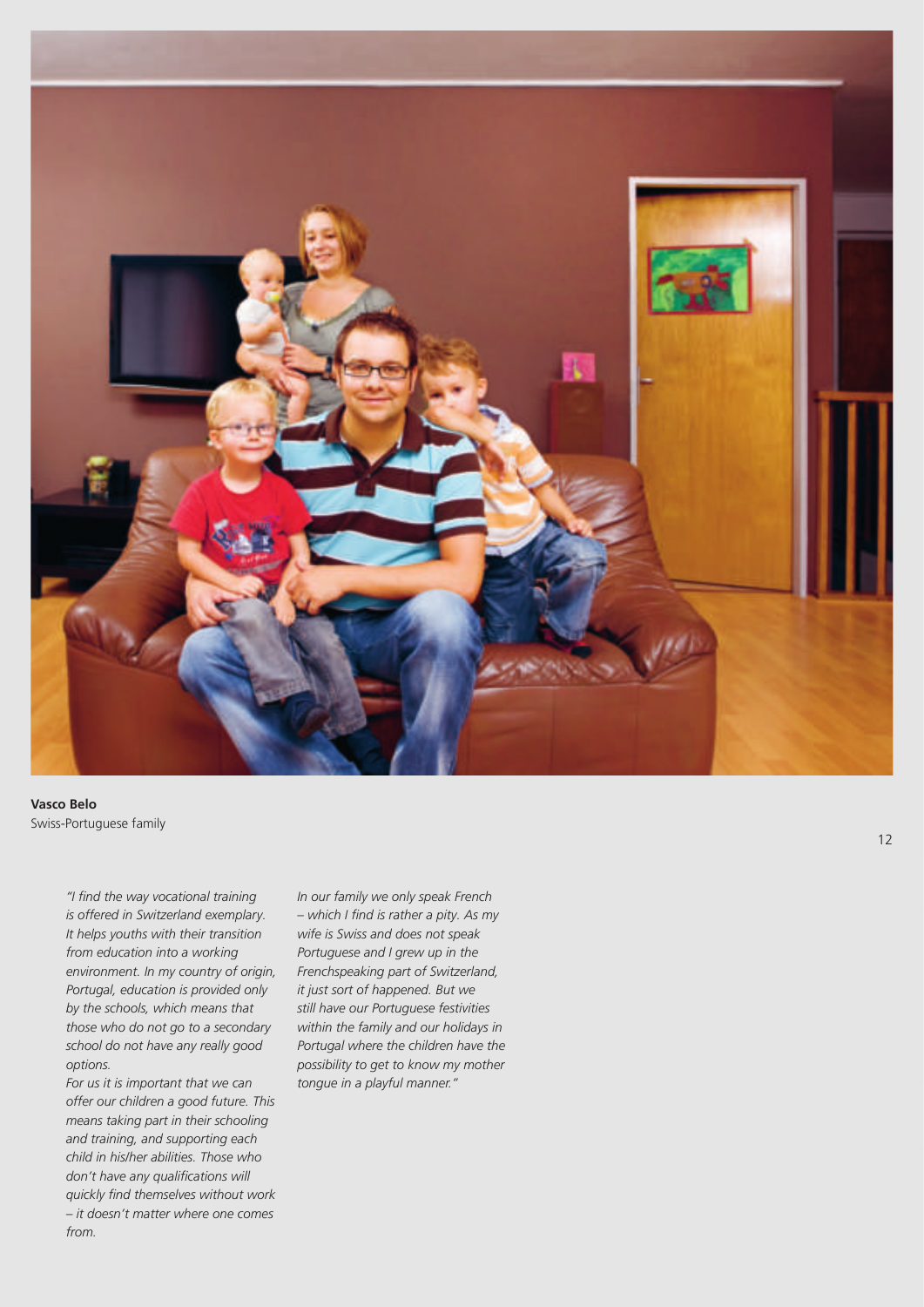**Vasco Belo**
Swiss-Portuguese family

*"I find the way vocational training is offered in Switzerland exemplary. It helps youths with their transition from education into a working environment. In my country of origin, Portugal, education is provided only by the schools, which means that those who do not go to a secondary school do not have any really good options.*

*For us it is important that we can offer our children a good future. This means taking part in their schooling and training, and supporting each child in his/her abilities. Those who don't have any qualifications will quickly find themselves without work – it doesn't matter where one comes from.*

*In our family we only speak French – which I find is rather a pity. As my wife is Swiss and does not speak Portuguese and I grew up in the Frenchspeaking part of Switzerland, it just sort of happened. But we still have our Portuguese festivities within the family and our holidays in Portugal where the children have the possibility to get to know my mother tongue in a playful manner."*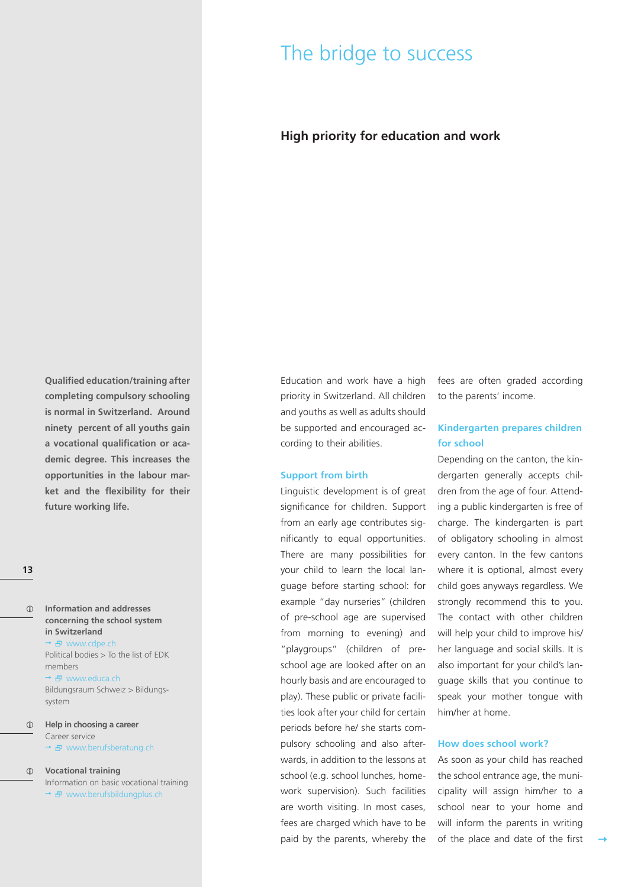# The bridge to success

## High priority for education and work

**Qualified education/training after completing compulsory schooling is normal in Switzerland. Around ninety percent of all youths gain a vocational qualification or academic degree. This increases the opportunities in the labour market and the flexibility for their future working life.**

Education and work have a high priority in Switzerland. All children and youths as well as adults should be supported and encouraged according to their abilities.

### Support from birth

Linguistic development is of great significance for children. Support from an early age contributes significantly to equal opportunities. There are many possibilities for your child to learn the local language before starting school: for example "day nurseries" (children of pre-school age are supervised from morning to evening) and "playgroups" (children of pre-school age are looked after on an hourly basis and are encouraged to play). These public or private facilities look after your child for certain periods before he/ she starts compulsory schooling and also afterwards, in addition to the lessons at school (e.g. school lunches, homework supervision). Such facilities are worth visiting. In most cases, fees are charged which have to be paid by the parents, whereby the fees are often graded according to the parents' income.

### Kindergarten prepares children for school

Depending on the canton, the kindergarten generally accepts children from the age of four. Attending a public kindergarten is free of charge. The kindergarten is part of obligatory schooling in almost every canton. In the few cantons where it is optional, almost every child goes anyways regardless. We strongly recommend this to you. The contact with other children will help your child to improve his/ her language and social skills. It is also important for your child's language skills that you continue to speak your mother tongue with him/her at home.

### How does school work?

As soon as your child has reached the school entrance age, the municipality will assign him/her to a school near to your home and will inform the parents in writing of the place and date of the first

**Information and addresses concerning the school system in Switzerland**
→ www.cdpe.ch
Political bodies > To the list of EDK members
→ www.educa.ch
Bildungsraum Schweiz > Bildungssystem

**Help in choosing a career**
Career service
→ www.berufsberatung.ch

**Vocational training**
Information on basic vocational training
→ www.berufsbildungplus.ch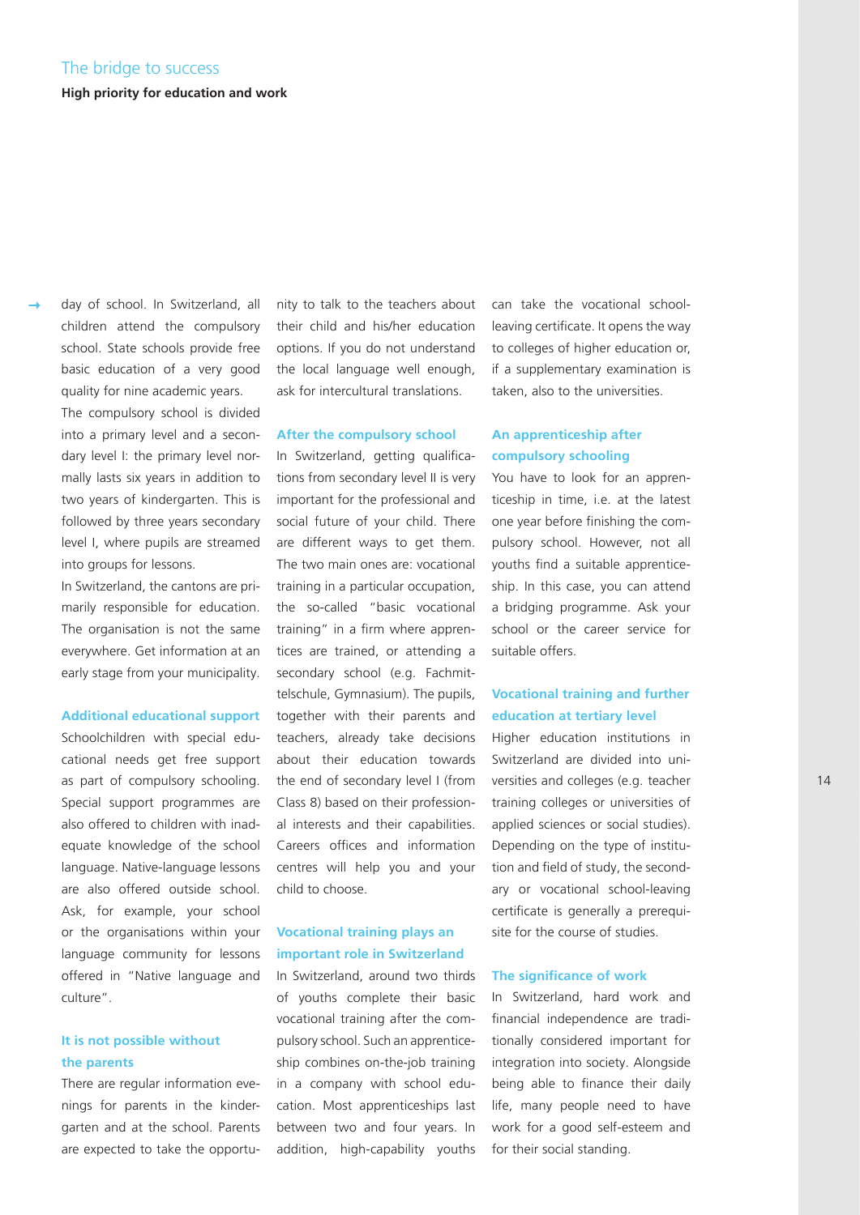## The bridge to success

**High priority for education and work**

day of school. In Switzerland, all children attend the compulsory school. State schools provide free basic education of a very good quality for nine academic years.

The compulsory school is divided into a primary level and a secondary level I: the primary level normally lasts six years in addition to two years of kindergarten. This is followed by three years secondary level I, where pupils are streamed into groups for lessons.

In Switzerland, the cantons are primarily responsible for education. The organisation is not the same everywhere. Get information at an early stage from your municipality.

### Additional educational support

Schoolchildren with special educational needs get free support as part of compulsory schooling. Special support programmes are also offered to children with inadequate knowledge of the school language. Native-language lessons are also offered outside school. Ask, for example, your school or the organisations within your language community for lessons offered in "Native language and culture".

### It is not possible without the parents

There are regular information evenings for parents in the kindergarten and at the school. Parents are expected to take the opportunity to talk to the teachers about their child and his/her education options. If you do not understand the local language well enough, ask for intercultural translations.

### After the compulsory school

In Switzerland, getting qualifications from secondary level II is very important for the professional and social future of your child. There are different ways to get them. The two main ones are: vocational training in a particular occupation, the so-called "basic vocational training" in a firm where apprentices are trained, or attending a secondary school (e.g. Fachmittelschule, Gymnasium). The pupils, together with their parents and teachers, already take decisions about their education towards the end of secondary level I (from Class 8) based on their professional interests and their capabilities. Careers offices and information centres will help you and your child to choose.

### Vocational training plays an important role in Switzerland

In Switzerland, around two thirds of youths complete their basic vocational training after the compulsory school. Such an apprenticeship combines on-the-job training in a company with school education. Most apprenticeships last between two and four years. In addition, high-capability youths can take the vocational school-leaving certificate. It opens the way to colleges of higher education or, if a supplementary examination is taken, also to the universities.

### An apprenticeship after compulsory schooling

You have to look for an apprenticeship in time, i.e. at the latest one year before finishing the compulsory school. However, not all youths find a suitable apprenticeship. In this case, you can attend a bridging programme. Ask your school or the career service for suitable offers.

### Vocational training and further education at tertiary level

Higher education institutions in Switzerland are divided into universities and colleges (e.g. teacher training colleges or universities of applied sciences or social studies). Depending on the type of institution and field of study, the secondary or vocational school-leaving certificate is generally a prerequisite for the course of studies.

### The significance of work

In Switzerland, hard work and financial independence are traditionally considered important for integration into society. Alongside being able to finance their daily life, many people need to have work for a good self-esteem and for their social standing.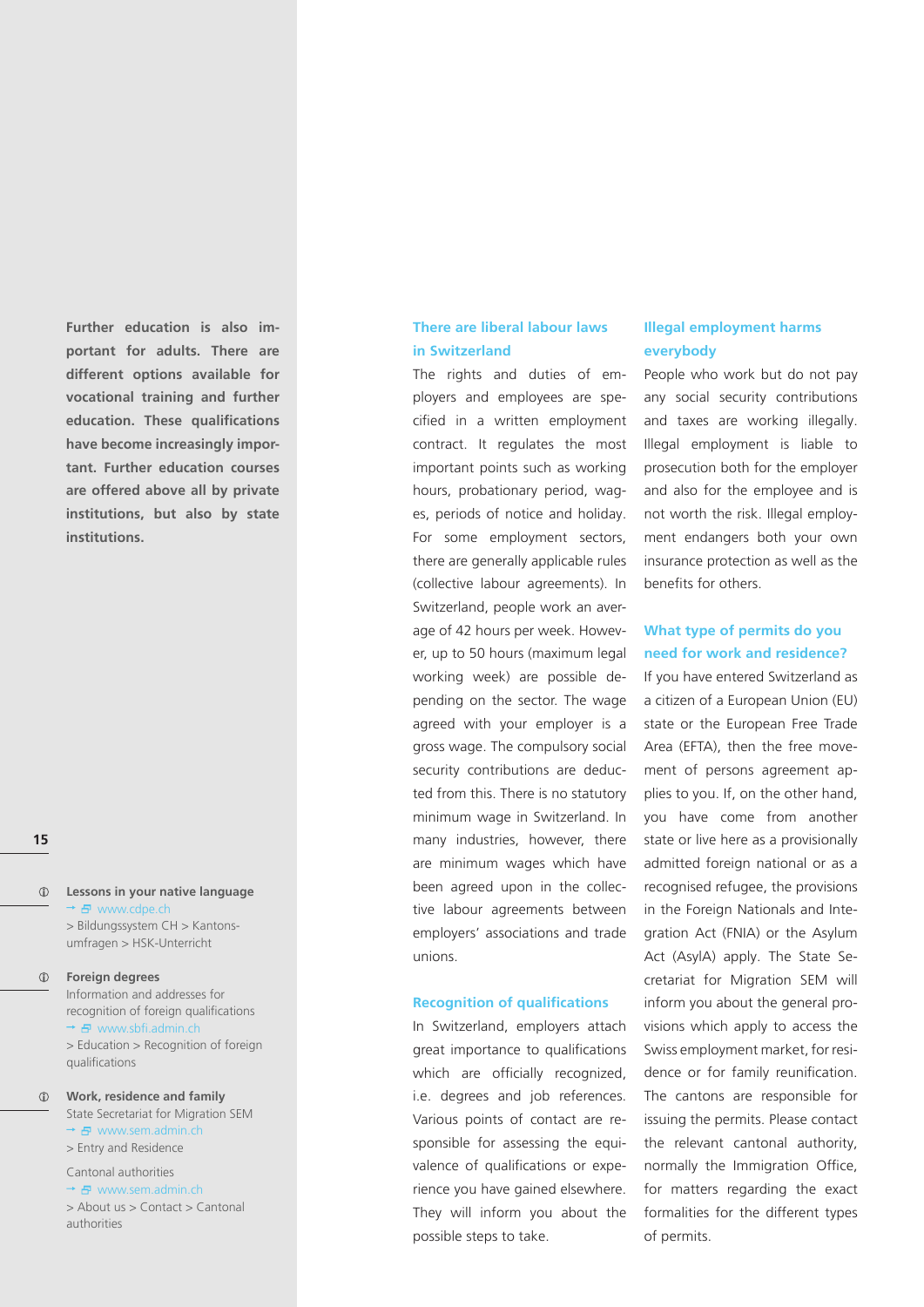**Further education is also important for adults. There are different options available for vocational training and further education. These qualifications have become increasingly important. Further education courses are offered above all by private institutions, but also by state institutions.**

**Lessons in your native language**
→ www.cdpe.ch
> Bildungssystem CH > Kantonsumfragen > HSK-Unterricht

**Foreign degrees**
Information and addresses for recognition of foreign qualifications
→ www.sbfi.admin.ch
> Education > Recognition of foreign qualifications

**Work, residence and family**
State Secretariat for Migration SEM
→ www.sem.admin.ch
> Entry and Residence

Cantonal authorities
→ www.sem.admin.ch
> About us > Contact > Cantonal authorities

## There are liberal labour laws in Switzerland

The rights and duties of employers and employees are specified in a written employment contract. It regulates the most important points such as working hours, probationary period, wages, periods of notice and holiday. For some employment sectors, there are generally applicable rules (collective labour agreements). In Switzerland, people work an average of 42 hours per week. However, up to 50 hours (maximum legal working week) are possible depending on the sector. The wage agreed with your employer is a gross wage. The compulsory social security contributions are deducted from this. There is no statutory minimum wage in Switzerland. In many industries, however, there are minimum wages which have been agreed upon in the collective labour agreements between employers' associations and trade unions.

## Recognition of qualifications

In Switzerland, employers attach great importance to qualifications which are officially recognized, i.e. degrees and job references. Various points of contact are responsible for assessing the equivalence of qualifications or experience you have gained elsewhere. They will inform you about the possible steps to take.

## Illegal employment harms everybody

People who work but do not pay any social security contributions and taxes are working illegally. Illegal employment is liable to prosecution both for the employer and also for the employee and is not worth the risk. Illegal employment endangers both your own insurance protection as well as the benefits for others.

## What type of permits do you need for work and residence?

If you have entered Switzerland as a citizen of a European Union (EU) state or the European Free Trade Area (EFTA), then the free movement of persons agreement applies to you. If, on the other hand, you have come from another state or live here as a provisionally admitted foreign national or as a recognised refugee, the provisions in the Foreign Nationals and Integration Act (FNIA) or the Asylum Act (AsylA) apply. The State Secretariat for Migration SEM will inform you about the general provisions which apply to access the Swiss employment market, for residence or for family reunification. The cantons are responsible for issuing the permits. Please contact the relevant cantonal authority, normally the Immigration Office, for matters regarding the exact formalities for the different types of permits.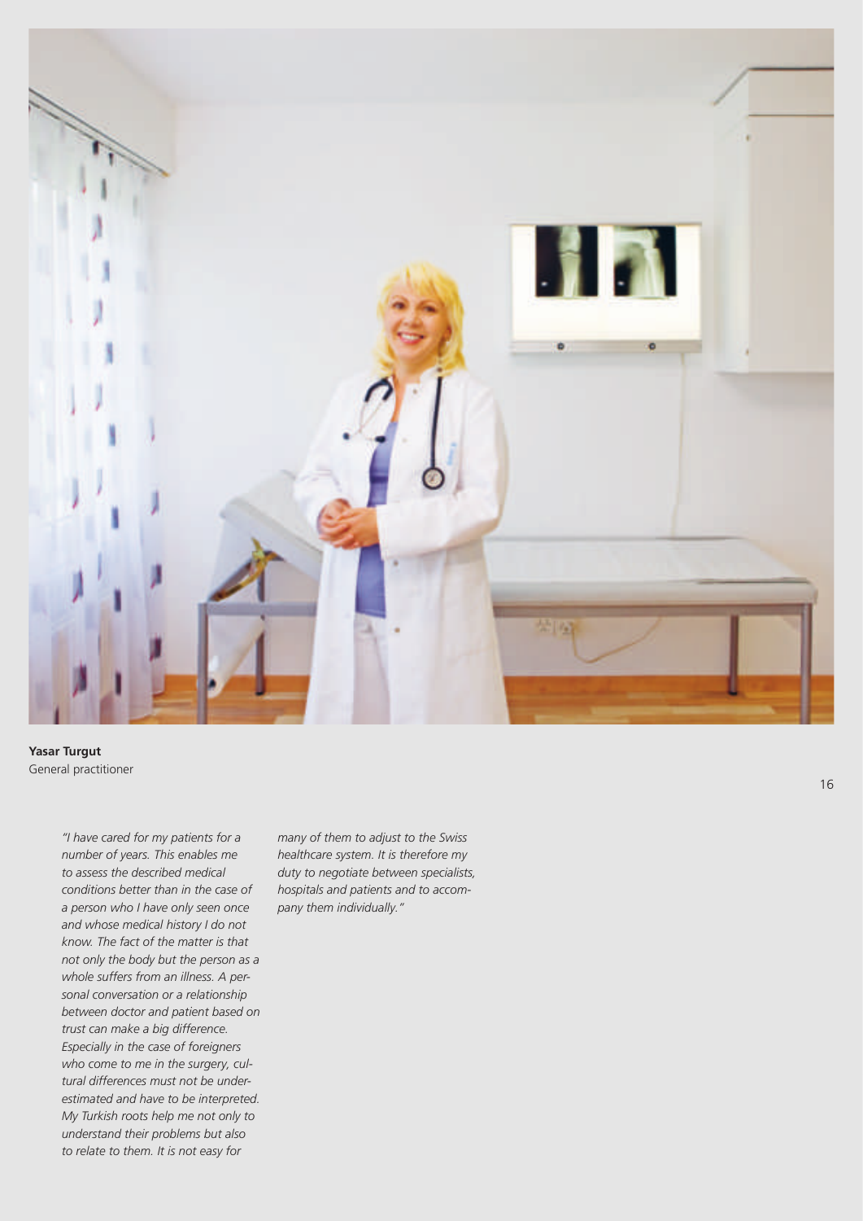**Yasar Turgut**
General practitioner

*"I have cared for my patients for a number of years. This enables me to assess the described medical conditions better than in the case of a person who I have only seen once and whose medical history I do not know. The fact of the matter is that not only the body but the person as a whole suffers from an illness. A personal conversation or a relationship between doctor and patient based on trust can make a big difference. Especially in the case of foreigners who come to me in the surgery, cultural differences must not be underestimated and have to be interpreted. My Turkish roots help me not only to understand their problems but also to relate to them. It is not easy for many of them to adjust to the Swiss healthcare system. It is therefore my duty to negotiate between specialists, hospitals and patients and to accompany them individually."*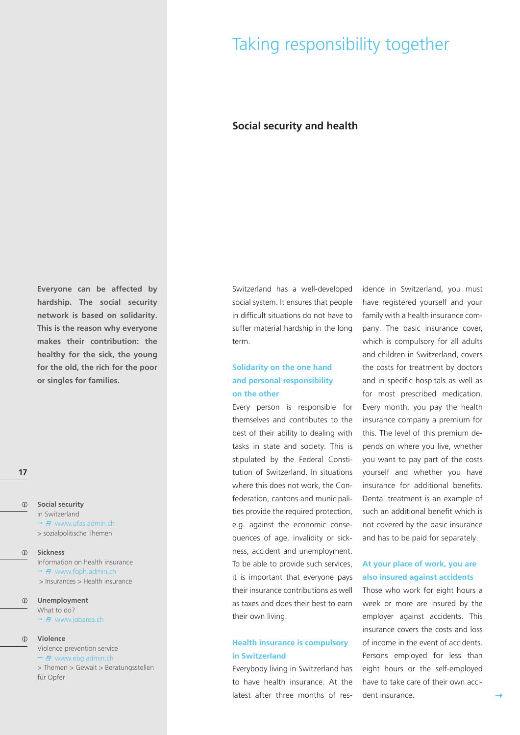# Taking responsibility together

## Social security and health

**Everyone can be affected by hardship. The social security network is based on solidarity. This is the reason why everyone makes their contribution: the healthy for the sick, the young for the old, the rich for the poor or singles for families.**

Switzerland has a well-developed social system. It ensures that people in difficult situations do not have to suffer material hardship in the long term.

### Solidarity on the one hand and personal responsibility on the other

Every person is responsible for themselves and contributes to the best of their ability to dealing with tasks in state and society. This is stipulated by the Federal Constitution of Switzerland. In situations where this does not work, the Confederation, cantons and municipalities provide the required protection, e.g. against the economic consequences of age, invalidity or sickness, accident and unemployment. To be able to provide such services, it is important that everyone pays their insurance contributions as well as taxes and does their best to earn their own living.

### Health insurance is compulsory in Switzerland

Everybody living in Switzerland has to have health insurance. At the latest after three months of residence in Switzerland, you must have registered yourself and your family with a health insurance company. The basic insurance cover, which is compulsory for all adults and children in Switzerland, covers the costs for treatment by doctors and in specific hospitals as well as for most prescribed medication. Every month, you pay the health insurance company a premium for this. The level of this premium depends on where you live, whether you want to pay part of the costs yourself and whether you have insurance for additional benefits. Dental treatment is an example of such an additional benefit which is not covered by the basic insurance and has to be paid for separately.

### At your place of work, you are also insured against accidents

Those who work for eight hours a week or more are insured by the employer against accidents. This insurance covers the costs and loss of income in the event of accidents. Persons employed for less than eight hours or the self-employed have to take care of their own accident insurance.

**Social security**
in Switzerland
→ www.ufas.admin.ch
> sozialpolitische Themen

**Sickness**
Information on health insurance
→ www.foph.admin.ch
> Insurances > Health insurance

**Unemployment**
What to do?
→ www.jobarea.ch

**Violence**
Violence prevention service
→ www.ebg.admin.ch
> Themen > Gewalt > Beratungsstellen für Opfer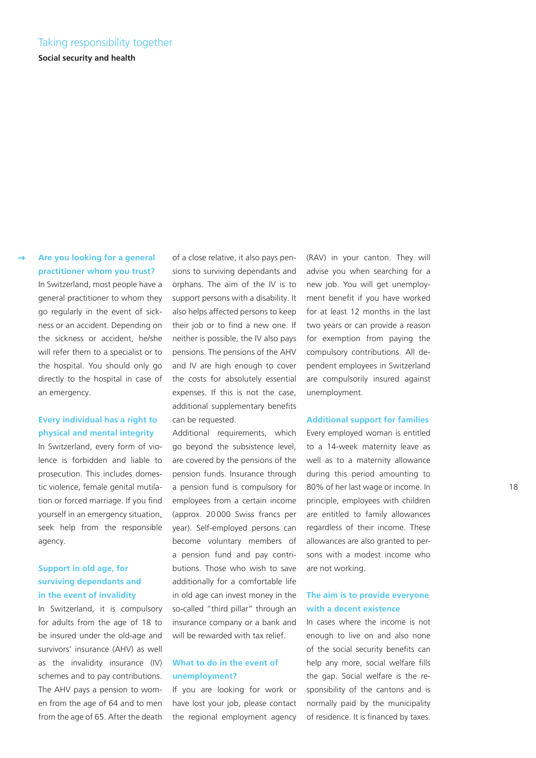## Are you looking for a general practitioner whom you trust?

In Switzerland, most people have a general practitioner to whom they go regularly in the event of sickness or an accident. Depending on the sickness or accident, he/she will refer them to a specialist or to the hospital. You should only go directly to the hospital in case of an emergency.

## Every individual has a right to physical and mental integrity

In Switzerland, every form of violence is forbidden and liable to prosecution. This includes domestic violence, female genital mutilation or forced marriage. If you find yourself in an emergency situation, seek help from the responsible agency.

## Support in old age, for surviving dependants and in the event of invalidity

In Switzerland, it is compulsory for adults from the age of 18 to be insured under the old-age and survivors' insurance (AHV) as well as the invalidity insurance (IV) schemes and to pay contributions. The AHV pays a pension to women from the age of 64 and to men from the age of 65. After the death of a close relative, it also pays pensions to surviving dependants and orphans. The aim of the IV is to support persons with a disability. It also helps affected persons to keep their job or to find a new one. If neither is possible, the IV also pays pensions. The pensions of the AHV and IV are high enough to cover the costs for absolutely essential expenses. If this is not the case, additional supplementary benefits can be requested.

Additional requirements, which go beyond the subsistence level, are covered by the pensions of the pension funds. Insurance through a pension fund is compulsory for employees from a certain income (approx. 20000 Swiss francs per year). Self-employed persons can become voluntary members of a pension fund and pay contributions. Those who wish to save additionally for a comfortable life in old age can invest money in the so-called "third pillar" through an insurance company or a bank and will be rewarded with tax relief.

## What to do in the event of unemployment?

If you are looking for work or have lost your job, please contact the regional employment agency (RAV) in your canton. They will advise you when searching for a new job. You will get unemployment benefit if you have worked for at least 12 months in the last two years or can provide a reason for exemption from paying the compulsory contributions. All dependent employees in Switzerland are compulsorily insured against unemployment.

## Additional support for families

Every employed woman is entitled to a 14-week maternity leave as well as to a maternity allowance during this period amounting to 80% of her last wage or income. In principle, employees with children are entitled to family allowances regardless of their income. These allowances are also granted to persons with a modest income who are not working.

## The aim is to provide everyone with a decent existence

In cases where the income is not enough to live on and also none of the social security benefits can help any more, social welfare fills the gap. Social welfare is the responsibility of the cantons and is normally paid by the municipality of residence. It is financed by taxes.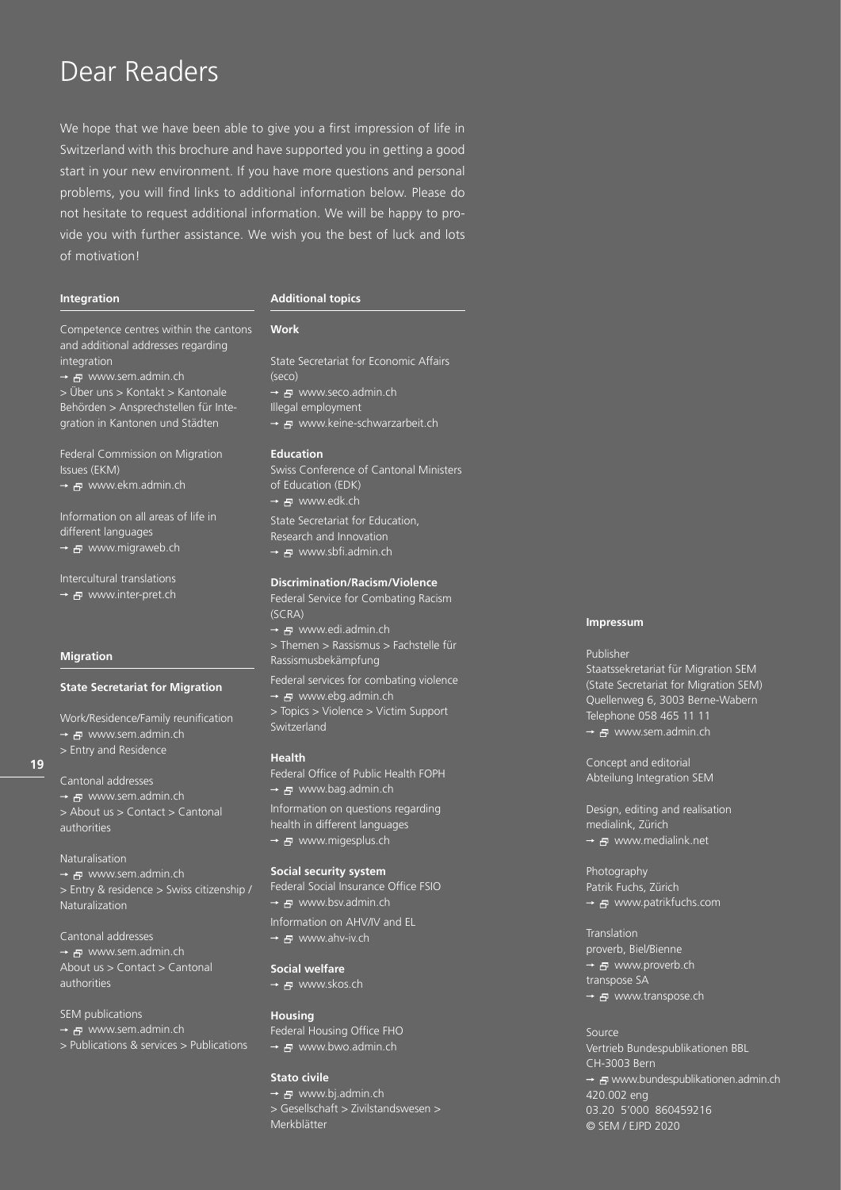# Dear Readers

We hope that we have been able to give you a first impression of life in Switzerland with this brochure and have supported you in getting a good start in your new environment. If you have more questions and personal problems, you will find links to additional information below. Please do not hesitate to request additional information. We will be happy to provide you with further assistance. We wish you the best of luck and lots of motivation!

## Integration

Competence centres within the cantons and additional addresses regarding integration
→ www.sem.admin.ch
> Über uns > Kontakt > Kantonale Behörden > Ansprechstellen für Integration in Kantonen und Städten

Federal Commission on Migration Issues (EKM)
→ www.ekm.admin.ch

Information on all areas of life in different languages
→ www.migraweb.ch

Intercultural translations
→ www.inter-pret.ch

## Migration

### State Secretariat for Migration

Work/Residence/Family reunification
→ www.sem.admin.ch
> Entry and Residence

Cantonal addresses
→ www.sem.admin.ch
> About us > Contact > Cantonal authorities

Naturalisation
→ www.sem.admin.ch
> Entry & residence > Swiss citizenship / Naturalization

Cantonal addresses
→ www.sem.admin.ch
About us > Contact > Cantonal authorities

SEM publications
→ www.sem.admin.ch
> Publications & services > Publications

## Additional topics

### Work

State Secretariat for Economic Affairs (seco)
→ www.seco.admin.ch
Illegal employment
→ www.keine-schwarzarbeit.ch

### Education

Swiss Conference of Cantonal Ministers of Education (EDK)
→ www.edk.ch
State Secretariat for Education, Research and Innovation
→ www.sbfi.admin.ch

### Discrimination/Racism/Violence

Federal Service for Combating Racism (SCRA)
→ www.edi.admin.ch
> Themen > Rassismus > Fachstelle für Rassismusbekämpfung

Federal services for combating violence
→ www.ebg.admin.ch
> Topics > Violence > Victim Support Switzerland

### Health

Federal Office of Public Health FOPH
→ www.bag.admin.ch
Information on questions regarding health in different languages
→ www.migesplus.ch

### Social security system

Federal Social Insurance Office FSIO
→ www.bsv.admin.ch
Information on AHV/IV and EL
→ www.ahv-iv.ch

### Social welfare

→ www.skos.ch

### Housing

Federal Housing Office FHO
→ www.bwo.admin.ch

### Stato civile

→ www.bj.admin.ch
> Gesellschaft > Zivilstandswesen > Merkblätter

## Impressum

Publisher
Staatssekretariat für Migration SEM
(State Secretariat for Migration SEM)
Quellenweg 6, 3003 Berne-Wabern
Telephone 058 465 11 11
→ www.sem.admin.ch

Concept and editorial
Abteilung Integration SEM

Design, editing and realisation
medialink, Zürich
→ www.medialink.net

Photography
Patrik Fuchs, Zürich
→ www.patrikfuchs.com

Translation
proverb, Biel/Bienne
→ www.proverb.ch
transpose SA
→ www.transpose.ch

Source
Vertrieb Bundespublikationen BBL
CH-3003 Bern
→ www.bundespublikationen.admin.ch
420.002 eng
03.20 5'000 860459216
© SEM / EJPD 2020